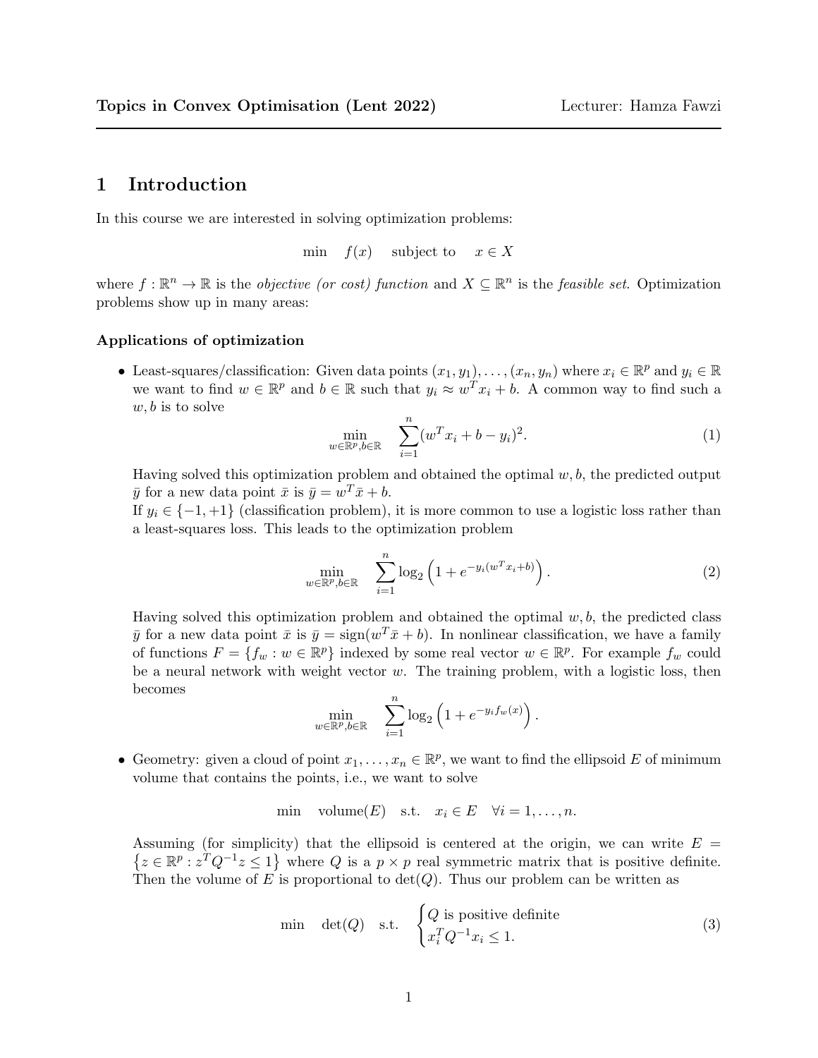# 1 Introduction

In this course we are interested in solving optimization problems:

$$\min \quad f(x) \quad \text{subject to} \quad x \in X$$

where $f : \mathbb{R}^n \to \mathbb{R}$ is the *objective (or cost) function* and $X \subseteq \mathbb{R}^n$ is the *feasible set*. Optimization problems show up in many areas:

### Applications of optimization

- Least-squares/classification: Given data points $(x_1, y_1), \ldots, (x_n, y_n)$ where $x_i \in \mathbb{R}^p$ and $y_i \in \mathbb{R}$ we want to find $w \in \mathbb{R}^p$ and $b \in \mathbb{R}$ such that $y_i \approx w^T x_i + b$. A common way to find such a $w, b$ is to solve

$$\min_{w \in \mathbb{R}^p, b \in \mathbb{R}} \quad \sum_{i=1}^{n} (w^T x_i + b - y_i)^2. \tag{1}$$

  Having solved this optimization problem and obtained the optimal $w, b$, the predicted output $\bar{y}$ for a new data point $\bar{x}$ is $\bar{y} = w^T \bar{x} + b$.
  If $y_i \in \{-1, +1\}$ (classification problem), it is more common to use a logistic loss rather than a least-squares loss. This leads to the optimization problem

$$\min_{w \in \mathbb{R}^p, b \in \mathbb{R}} \quad \sum_{i=1}^{n} \log_2 \left(1 + e^{-y_i(w^T x_i + b)}\right). \tag{2}$$

  Having solved this optimization problem and obtained the optimal $w, b$, the predicted class $\bar{y}$ for a new data point $\bar{x}$ is $\bar{y} = \text{sign}(w^T \bar{x} + b)$. In nonlinear classification, we have a family of functions $F = \{f_w : w \in \mathbb{R}^p\}$ indexed by some real vector $w \in \mathbb{R}^p$. For example $f_w$ could be a neural network with weight vector $w$. The training problem, with a logistic loss, then becomes

$$\min_{w \in \mathbb{R}^p, b \in \mathbb{R}} \quad \sum_{i=1}^{n} \log_2 \left(1 + e^{-y_i f_w(x)}\right).$$

- Geometry: given a cloud of point $x_1, \ldots, x_n \in \mathbb{R}^p$, we want to find the ellipsoid $E$ of minimum volume that contains the points, i.e., we want to solve

$$\min \quad \text{volume}(E) \quad \text{s.t.} \quad x_i \in E \quad \forall i = 1, \ldots, n.$$

  Assuming (for simplicity) that the ellipsoid is centered at the origin, we can write $E = \left\{z \in \mathbb{R}^p : z^T Q^{-1} z \leq 1\right\}$ where $Q$ is a $p \times p$ real symmetric matrix that is positive definite. Then the volume of $E$ is proportional to $\det(Q)$. Thus our problem can be written as

$$\min \quad \det(Q) \quad \text{s.t.} \quad \begin{cases} Q \text{ is positive definite} \\ x_i^T Q^{-1} x_i \leq 1. \end{cases} \tag{3}$$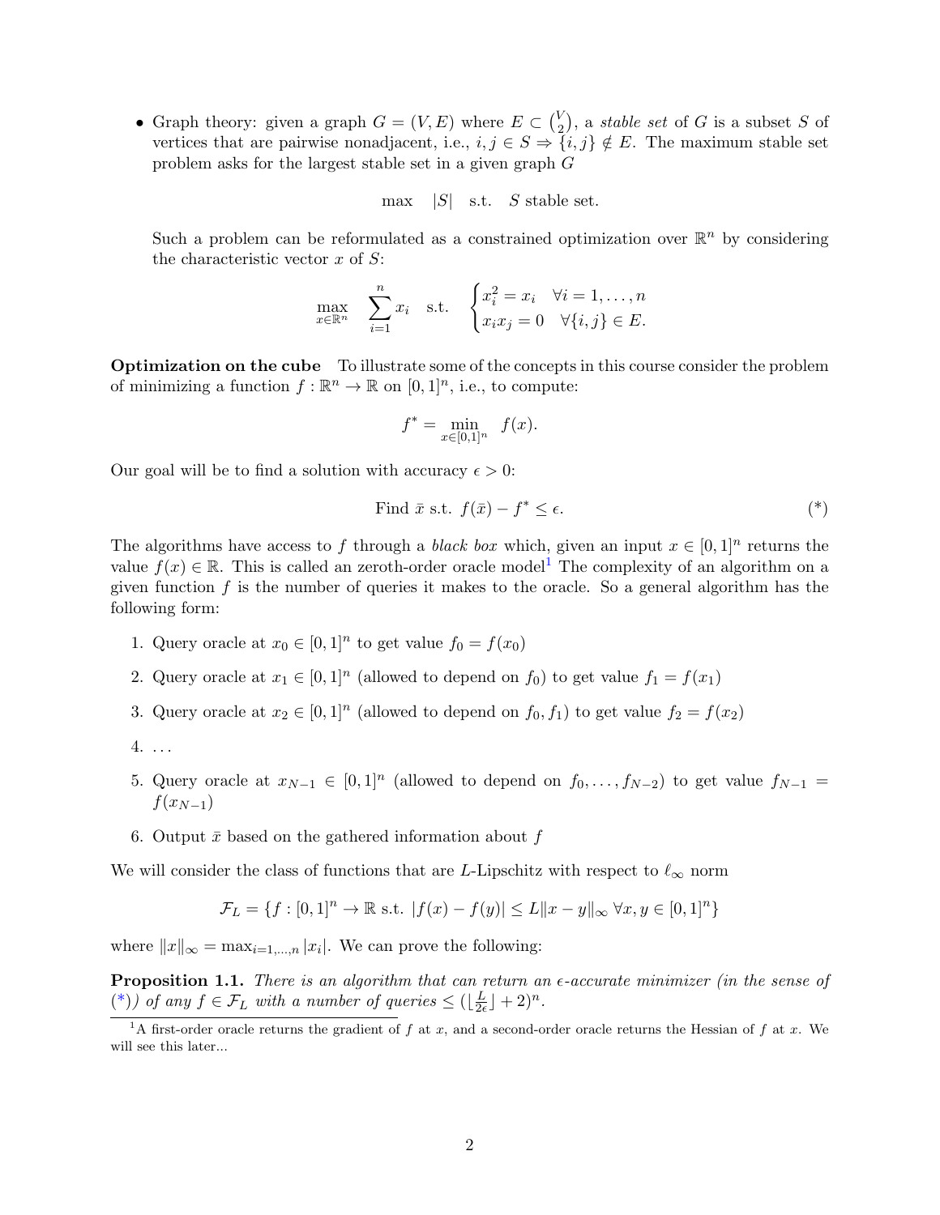- Graph theory: given a graph $G = (V, E)$ where $E \subset \binom{V}{2}$, a *stable set* of $G$ is a subset $S$ of vertices that are pairwise nonadjacent, i.e., $i, j \in S \Rightarrow \{i, j\} \notin E$. The maximum stable set problem asks for the largest stable set in a given graph $G$

$$\max \quad |S| \quad \text{s.t.} \quad S \text{ stable set.}$$

Such a problem can be reformulated as a constrained optimization over $\mathbb{R}^n$ by considering the characteristic vector $x$ of $S$:

$$\max_{x \in \mathbb{R}^n} \quad \sum_{i=1}^{n} x_i \quad \text{s.t.} \quad \begin{cases} x_i^2 = x_i & \forall i = 1, \ldots, n \\ x_i x_j = 0 & \forall \{i, j\} \in E. \end{cases}$$

**Optimization on the cube** To illustrate some of the concepts in this course consider the problem of minimizing a function $f : \mathbb{R}^n \to \mathbb{R}$ on $[0, 1]^n$, i.e., to compute:

$$f^* = \min_{x \in [0,1]^n} \quad f(x).$$

Our goal will be to find a solution with accuracy $\epsilon > 0$:

$$\text{Find } \bar{x} \text{ s.t. } f(\bar{x}) - f^* \leq \epsilon. \tag{*}$$

The algorithms have access to $f$ through a *black box* which, given an input $x \in [0, 1]^n$ returns the value $f(x) \in \mathbb{R}$. This is called an zeroth-order oracle model[1] The complexity of an algorithm on a given function $f$ is the number of queries it makes to the oracle. So a general algorithm has the following form:

1. Query oracle at $x_0 \in [0, 1]^n$ to get value $f_0 = f(x_0)$
2. Query oracle at $x_1 \in [0, 1]^n$ (allowed to depend on $f_0$) to get value $f_1 = f(x_1)$
3. Query oracle at $x_2 \in [0, 1]^n$ (allowed to depend on $f_0, f_1$) to get value $f_2 = f(x_2)$
4. ...
5. Query oracle at $x_{N-1} \in [0, 1]^n$ (allowed to depend on $f_0, \ldots, f_{N-2}$) to get value $f_{N-1} = f(x_{N-1})$
6. Output $\bar{x}$ based on the gathered information about $f$

We will consider the class of functions that are $L$-Lipschitz with respect to $\ell_\infty$ norm

$$\mathcal{F}_L = \{f : [0, 1]^n \to \mathbb{R} \text{ s.t. } |f(x) - f(y)| \leq L\|x - y\|_\infty \; \forall x, y \in [0, 1]^n\}$$

where $\|x\|_\infty = \max_{i=1,\ldots,n} |x_i|$. We can prove the following:

**Proposition 1.1.** *There is an algorithm that can return an $\epsilon$-accurate minimizer (in the sense of (\*)) of any $f \in \mathcal{F}_L$ with a number of queries $\leq (\lfloor \frac{L}{2\epsilon} \rfloor + 2)^n$.*

[1] A first-order oracle returns the gradient of $f$ at $x$, and a second-order oracle returns the Hessian of $f$ at $x$. We will see this later...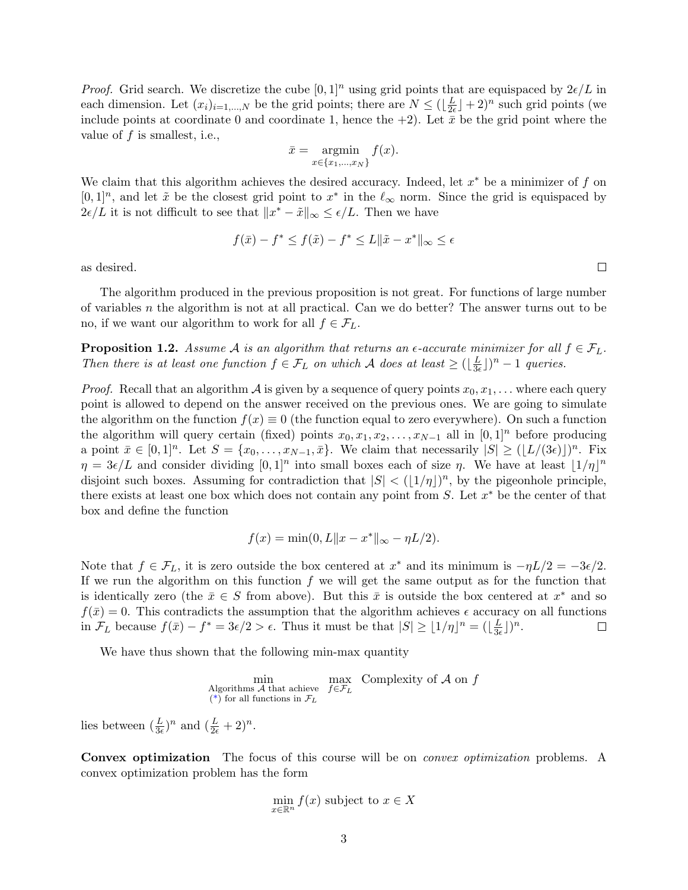*Proof.* Grid search. We discretize the cube $[0,1]^n$ using grid points that are equispaced by $2\epsilon/L$ in each dimension. Let $(x_i)_{i=1,\ldots,N}$ be the grid points; there are $N \leq (\lfloor \frac{L}{2\epsilon} \rfloor + 2)^n$ such grid points (we include points at coordinate 0 and coordinate 1, hence the +2). Let $\bar{x}$ be the grid point where the value of $f$ is smallest, i.e.,

$$\bar{x} = \operatorname*{argmin}_{x \in \{x_1,\ldots,x_N\}} f(x).$$

We claim that this algorithm achieves the desired accuracy. Indeed, let $x^*$ be a minimizer of $f$ on $[0,1]^n$, and let $\tilde{x}$ be the closest grid point to $x^*$ in the $\ell_\infty$ norm. Since the grid is equispaced by $2\epsilon/L$ it is not difficult to see that $\|x^* - \tilde{x}\|_\infty \leq \epsilon/L$. Then we have

$$f(\bar{x}) - f^* \leq f(\tilde{x}) - f^* \leq L\|\tilde{x} - x^*\|_\infty \leq \epsilon$$

as desired. ∎

The algorithm produced in the previous proposition is not great. For functions of large number of variables $n$ the algorithm is not at all practical. Can we do better? The answer turns out to be no, if we want our algorithm to work for all $f \in \mathcal{F}_L$.

**Proposition 1.2.** *Assume $\mathcal{A}$ is an algorithm that returns an $\epsilon$-accurate minimizer for all $f \in \mathcal{F}_L$. Then there is at least one function $f \in \mathcal{F}_L$ on which $\mathcal{A}$ does at least $\geq (\lfloor \frac{L}{3\epsilon} \rfloor)^n - 1$ queries.*

*Proof.* Recall that an algorithm $\mathcal{A}$ is given by a sequence of query points $x_0, x_1, \ldots$ where each query point is allowed to depend on the answer received on the previous ones. We are going to simulate the algorithm on the function $f(x) \equiv 0$ (the function equal to zero everywhere). On such a function the algorithm will query certain (fixed) points $x_0, x_1, x_2, \ldots, x_{N-1}$ all in $[0,1]^n$ before producing a point $\bar{x} \in [0,1]^n$. Let $S = \{x_0, \ldots, x_{N-1}, \bar{x}\}$. We claim that necessarily $|S| \geq (\lfloor L/(3\epsilon) \rfloor)^n$. Fix $\eta = 3\epsilon/L$ and consider dividing $[0,1]^n$ into small boxes each of size $\eta$. We have at least $\lfloor 1/\eta \rfloor^n$ disjoint such boxes. Assuming for contradiction that $|S| < (\lfloor 1/\eta \rfloor)^n$, by the pigeonhole principle, there exists at least one box which does not contain any point from $S$. Let $x^*$ be the center of that box and define the function

$$f(x) = \min(0, L\|x - x^*\|_\infty - \eta L/2).$$

Note that $f \in \mathcal{F}_L$, it is zero outside the box centered at $x^*$ and its minimum is $-\eta L/2 = -3\epsilon/2$. If we run the algorithm on this function $f$ we will get the same output as for the function that is identically zero (the $\bar{x} \in S$ from above). But this $\bar{x}$ is outside the box centered at $x^*$ and so $f(\bar{x}) = 0$. This contradicts the assumption that the algorithm achieves $\epsilon$ accuracy on all functions in $\mathcal{F}_L$ because $f(\bar{x}) - f^* = 3\epsilon/2 > \epsilon$. Thus it must be that $|S| \geq \lfloor 1/\eta \rfloor^n = (\lfloor \frac{L}{3\epsilon} \rfloor)^n$. ∎

We have thus shown that the following min-max quantity

$$\min_{\substack{\text{Algorithms } \mathcal{A} \text{ that achieve} \\ (*) \text{ for all functions in } \mathcal{F}_L}} \max_{f \in \mathcal{F}_L} \text{ Complexity of } \mathcal{A} \text{ on } f$$

lies between $(\frac{L}{3\epsilon})^n$ and $(\frac{L}{2\epsilon} + 2)^n$.

**Convex optimization** The focus of this course will be on *convex optimization* problems. A convex optimization problem has the form

$$\min_{x \in \mathbb{R}^n} f(x) \text{ subject to } x \in X$$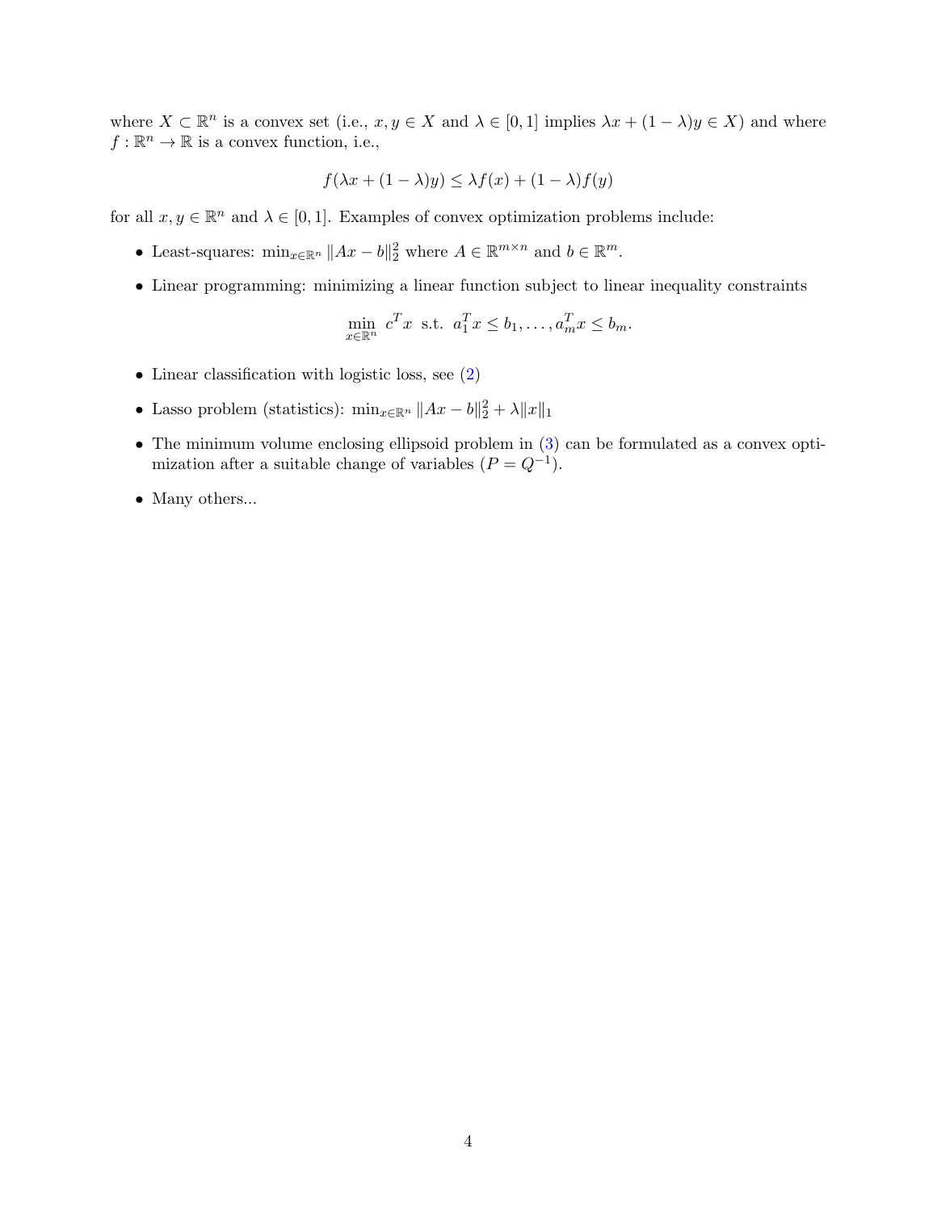where $X \subset \mathbb{R}^n$ is a convex set (i.e., $x, y \in X$ and $\lambda \in [0, 1]$ implies $\lambda x + (1 - \lambda)y \in X$) and where $f : \mathbb{R}^n \to \mathbb{R}$ is a convex function, i.e.,

$$f(\lambda x + (1 - \lambda)y) \leq \lambda f(x) + (1 - \lambda)f(y)$$

for all $x, y \in \mathbb{R}^n$ and $\lambda \in [0, 1]$. Examples of convex optimization problems include:

- Least-squares: $\min_{x \in \mathbb{R}^n} \|Ax - b\|_2^2$ where $A \in \mathbb{R}^{m \times n}$ and $b \in \mathbb{R}^m$.
- Linear programming: minimizing a linear function subject to linear inequality constraints

$$\min_{x \in \mathbb{R}^n} \; c^T x \;\; \text{s.t.} \;\; a_1^T x \leq b_1, \ldots, a_m^T x \leq b_m.$$

- Linear classification with logistic loss, see (2)
- Lasso problem (statistics): $\min_{x \in \mathbb{R}^n} \|Ax - b\|_2^2 + \lambda \|x\|_1$
- The minimum volume enclosing ellipsoid problem in (3) can be formulated as a convex optimization after a suitable change of variables ($P = Q^{-1}$).
- Many others...